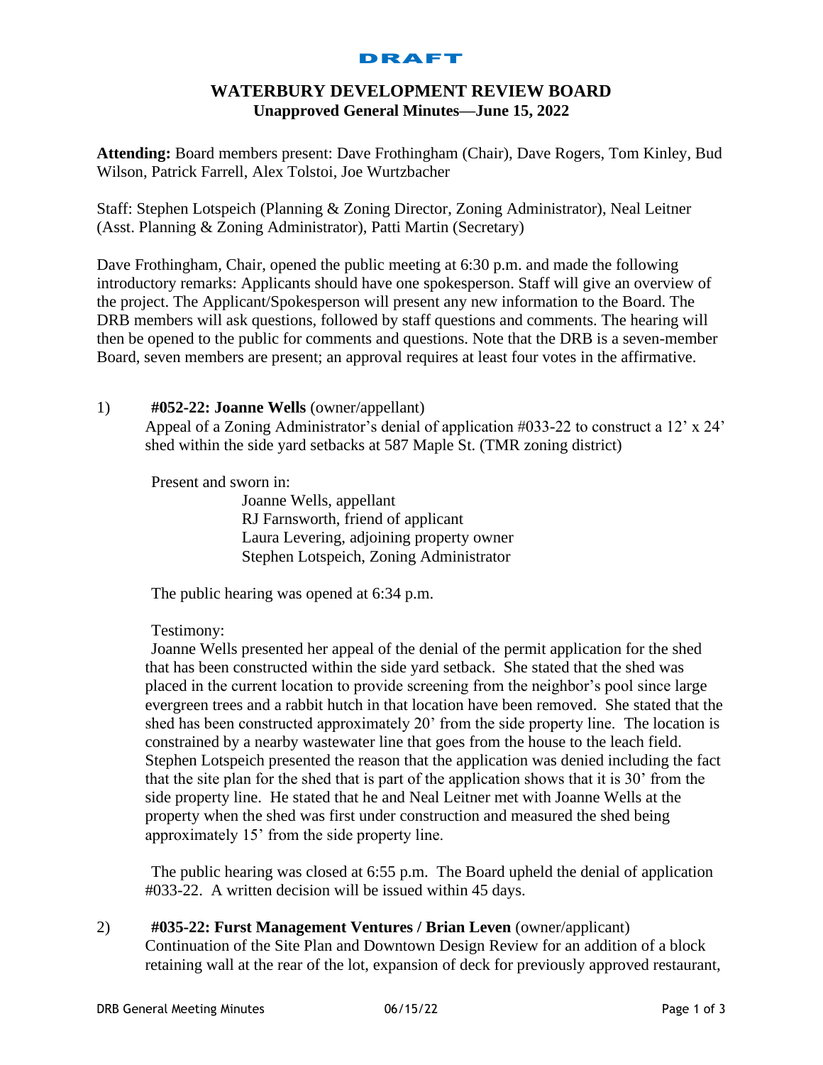DRAFT

# WATERBURY DEVELOPMENT REVIEW BOARD

## Unapproved General Minutes—June 15, 2022

**Attending:** Board members present: Dave Frothingham (Chair), Dave Rogers, Tom Kinley, Bud Wilson, Patrick Farrell, Alex Tolstoi, Joe Wurtzbacher

Staff: Stephen Lotspeich (Planning & Zoning Director, Zoning Administrator), Neal Leitner (Asst. Planning & Zoning Administrator), Patti Martin (Secretary)

Dave Frothingham, Chair, opened the public meeting at 6:30 p.m. and made the following introductory remarks: Applicants should have one spokesperson. Staff will give an overview of the project. The Applicant/Spokesperson will present any new information to the Board. The DRB members will ask questions, followed by staff questions and comments. The hearing will then be opened to the public for comments and questions. Note that the DRB is a seven-member Board, seven members are present; an approval requires at least four votes in the affirmative.

1) **#052-22: Joanne Wells** (owner/appellant)
Appeal of a Zoning Administrator's denial of application #033-22 to construct a 12' x 24' shed within the side yard setbacks at 587 Maple St. (TMR zoning district)

Present and sworn in:

Joanne Wells, appellant
RJ Farnsworth, friend of applicant
Laura Levering, adjoining property owner
Stephen Lotspeich, Zoning Administrator

The public hearing was opened at 6:34 p.m.

Testimony:

Joanne Wells presented her appeal of the denial of the permit application for the shed that has been constructed within the side yard setback. She stated that the shed was placed in the current location to provide screening from the neighbor's pool since large evergreen trees and a rabbit hutch in that location have been removed. She stated that the shed has been constructed approximately 20' from the side property line. The location is constrained by a nearby wastewater line that goes from the house to the leach field. Stephen Lotspeich presented the reason that the application was denied including the fact that the site plan for the shed that is part of the application shows that it is 30' from the side property line. He stated that he and Neal Leitner met with Joanne Wells at the property when the shed was first under construction and measured the shed being approximately 15' from the side property line.

The public hearing was closed at 6:55 p.m. The Board upheld the denial of application #033-22. A written decision will be issued within 45 days.

2) **#035-22: Furst Management Ventures / Brian Leven** (owner/applicant)
Continuation of the Site Plan and Downtown Design Review for an addition of a block retaining wall at the rear of the lot, expansion of deck for previously approved restaurant,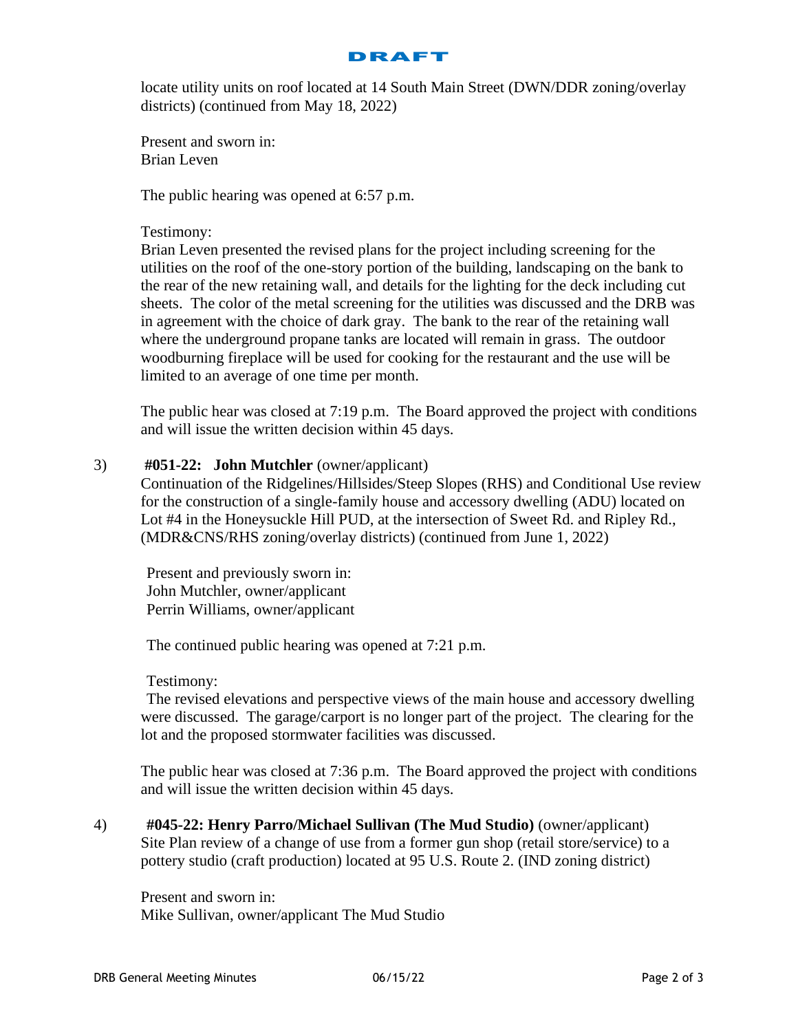DRAFT

locate utility units on roof located at 14 South Main Street (DWN/DDR zoning/overlay districts) (continued from May 18, 2022)

Present and sworn in:
Brian Leven

The public hearing was opened at 6:57 p.m.

Testimony:
Brian Leven presented the revised plans for the project including screening for the utilities on the roof of the one-story portion of the building, landscaping on the bank to the rear of the new retaining wall, and details for the lighting for the deck including cut sheets. The color of the metal screening for the utilities was discussed and the DRB was in agreement with the choice of dark gray. The bank to the rear of the retaining wall where the underground propane tanks are located will remain in grass. The outdoor woodburning fireplace will be used for cooking for the restaurant and the use will be limited to an average of one time per month.

The public hear was closed at 7:19 p.m. The Board approved the project with conditions and will issue the written decision within 45 days.

3) **#051-22: John Mutchler** (owner/applicant)
Continuation of the Ridgelines/Hillsides/Steep Slopes (RHS) and Conditional Use review for the construction of a single-family house and accessory dwelling (ADU) located on Lot #4 in the Honeysuckle Hill PUD, at the intersection of Sweet Rd. and Ripley Rd., (MDR&CNS/RHS zoning/overlay districts) (continued from June 1, 2022)

Present and previously sworn in:
John Mutchler, owner/applicant
Perrin Williams, owner/applicant

The continued public hearing was opened at 7:21 p.m.

Testimony:
The revised elevations and perspective views of the main house and accessory dwelling were discussed. The garage/carport is no longer part of the project. The clearing for the lot and the proposed stormwater facilities was discussed.

The public hear was closed at 7:36 p.m. The Board approved the project with conditions and will issue the written decision within 45 days.

4) **#045-22: Henry Parro/Michael Sullivan (The Mud Studio)** (owner/applicant)
Site Plan review of a change of use from a former gun shop (retail store/service) to a pottery studio (craft production) located at 95 U.S. Route 2. (IND zoning district)

Present and sworn in:
Mike Sullivan, owner/applicant The Mud Studio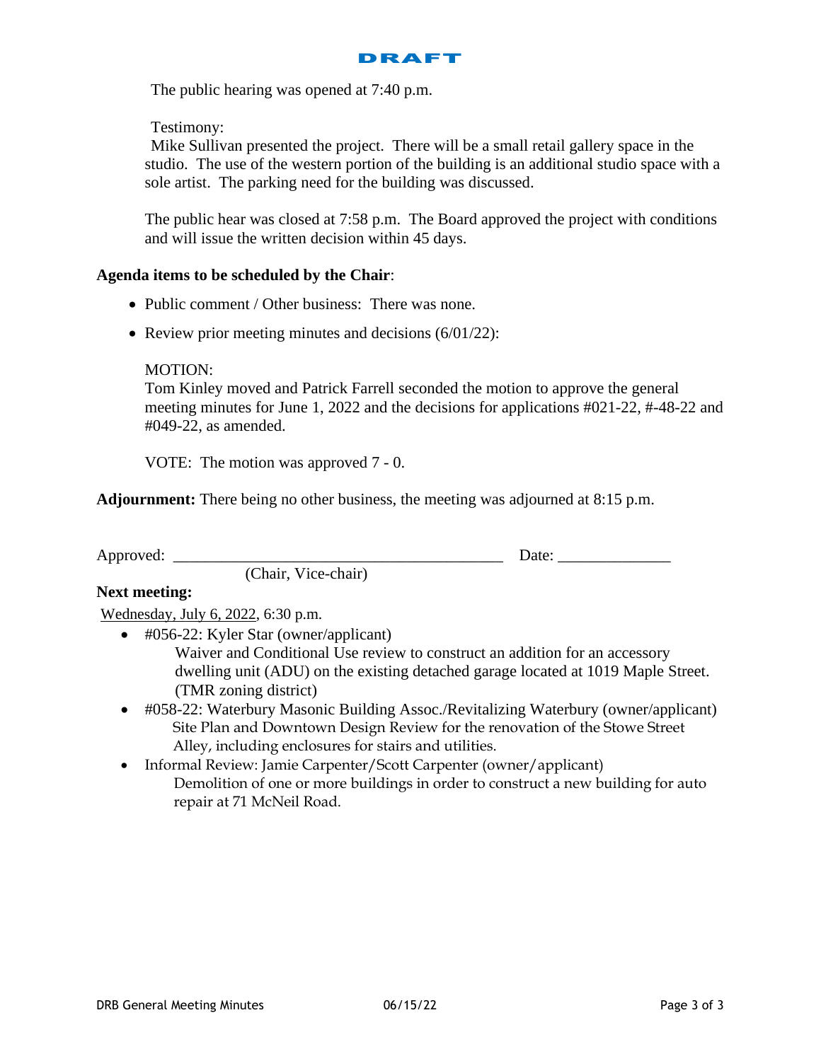DRAFT

The public hearing was opened at 7:40 p.m.

Testimony:
Mike Sullivan presented the project. There will be a small retail gallery space in the studio. The use of the western portion of the building is an additional studio space with a sole artist. The parking need for the building was discussed.

The public hear was closed at 7:58 p.m. The Board approved the project with conditions and will issue the written decision within 45 days.

**Agenda items to be scheduled by the Chair**:

- Public comment / Other business: There was none.
- Review prior meeting minutes and decisions (6/01/22):

MOTION:
Tom Kinley moved and Patrick Farrell seconded the motion to approve the general meeting minutes for June 1, 2022 and the decisions for applications #021-22, #-48-22 and #049-22, as amended.

VOTE: The motion was approved 7 - 0.

**Adjournment:** There being no other business, the meeting was adjourned at 8:15 p.m.

Approved: _________________________________________ Date: ______________
(Chair, Vice-chair)

**Next meeting:**

Wednesday, July 6, 2022, 6:30 p.m.

- #056-22: Kyler Star (owner/applicant)
  Waiver and Conditional Use review to construct an addition for an accessory dwelling unit (ADU) on the existing detached garage located at 1019 Maple Street. (TMR zoning district)
- #058-22: Waterbury Masonic Building Assoc./Revitalizing Waterbury (owner/applicant)
  Site Plan and Downtown Design Review for the renovation of the Stowe Street Alley, including enclosures for stairs and utilities.
- Informal Review: Jamie Carpenter/Scott Carpenter (owner/applicant)
  Demolition of one or more buildings in order to construct a new building for auto repair at 71 McNeil Road.